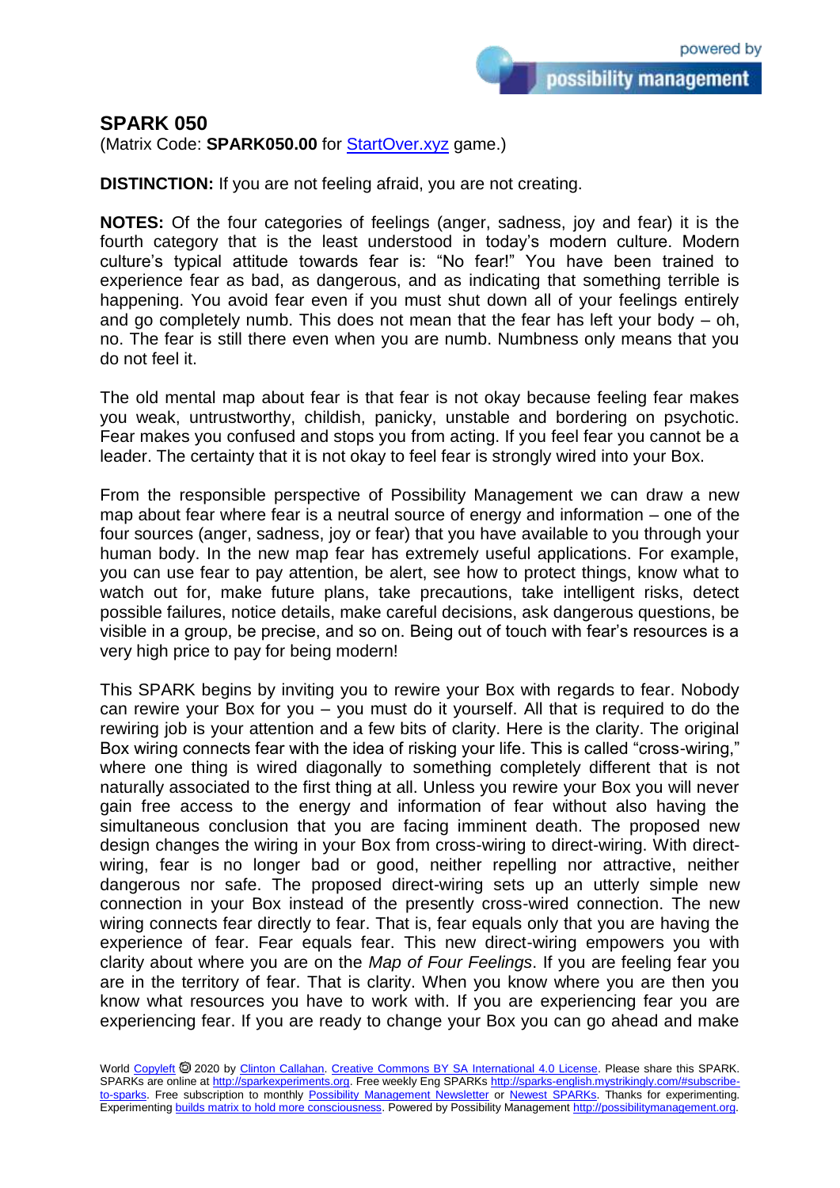## SPARK 050

(Matrix Code: **SPARK050.00** for StartOver.xyz game.)

**DISTINCTION:** If you are not feeling afraid, you are not creating.

**NOTES:** Of the four categories of feelings (anger, sadness, joy and fear) it is the fourth category that is the least understood in today's modern culture. Modern culture's typical attitude towards fear is: "No fear!" You have been trained to experience fear as bad, as dangerous, and as indicating that something terrible is happening. You avoid fear even if you must shut down all of your feelings entirely and go completely numb. This does not mean that the fear has left your body – oh, no. The fear is still there even when you are numb. Numbness only means that you do not feel it.

The old mental map about fear is that fear is not okay because feeling fear makes you weak, untrustworthy, childish, panicky, unstable and bordering on psychotic. Fear makes you confused and stops you from acting. If you feel fear you cannot be a leader. The certainty that it is not okay to feel fear is strongly wired into your Box.

From the responsible perspective of Possibility Management we can draw a new map about fear where fear is a neutral source of energy and information – one of the four sources (anger, sadness, joy or fear) that you have available to you through your human body. In the new map fear has extremely useful applications. For example, you can use fear to pay attention, be alert, see how to protect things, know what to watch out for, make future plans, take precautions, take intelligent risks, detect possible failures, notice details, make careful decisions, ask dangerous questions, be visible in a group, be precise, and so on. Being out of touch with fear's resources is a very high price to pay for being modern!

This SPARK begins by inviting you to rewire your Box with regards to fear. Nobody can rewire your Box for you – you must do it yourself. All that is required to do the rewiring job is your attention and a few bits of clarity. Here is the clarity. The original Box wiring connects fear with the idea of risking your life. This is called "cross-wiring," where one thing is wired diagonally to something completely different that is not naturally associated to the first thing at all. Unless you rewire your Box you will never gain free access to the energy and information of fear without also having the simultaneous conclusion that you are facing imminent death. The proposed new design changes the wiring in your Box from cross-wiring to direct-wiring. With direct-wiring, fear is no longer bad or good, neither repelling nor attractive, neither dangerous nor safe. The proposed direct-wiring sets up an utterly simple new connection in your Box instead of the presently cross-wired connection. The new wiring connects fear directly to fear. That is, fear equals only that you are having the experience of fear. Fear equals fear. This new direct-wiring empowers you with clarity about where you are on the *Map of Four Feelings*. If you are feeling fear you are in the territory of fear. That is clarity. When you know where you are then you know what resources you have to work with. If you are experiencing fear you are experiencing fear. If you are ready to change your Box you can go ahead and make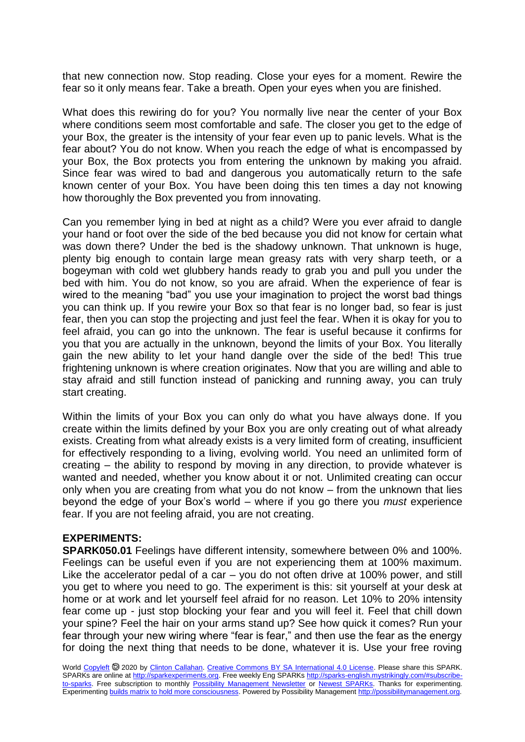that new connection now. Stop reading. Close your eyes for a moment. Rewire the fear so it only means fear. Take a breath. Open your eyes when you are finished.

What does this rewiring do for you? You normally live near the center of your Box where conditions seem most comfortable and safe. The closer you get to the edge of your Box, the greater is the intensity of your fear even up to panic levels. What is the fear about? You do not know. When you reach the edge of what is encompassed by your Box, the Box protects you from entering the unknown by making you afraid. Since fear was wired to bad and dangerous you automatically return to the safe known center of your Box. You have been doing this ten times a day not knowing how thoroughly the Box prevented you from innovating.

Can you remember lying in bed at night as a child? Were you ever afraid to dangle your hand or foot over the side of the bed because you did not know for certain what was down there? Under the bed is the shadowy unknown. That unknown is huge, plenty big enough to contain large mean greasy rats with very sharp teeth, or a bogeyman with cold wet glubbery hands ready to grab you and pull you under the bed with him. You do not know, so you are afraid. When the experience of fear is wired to the meaning "bad" you use your imagination to project the worst bad things you can think up. If you rewire your Box so that fear is no longer bad, so fear is just fear, then you can stop the projecting and just feel the fear. When it is okay for you to feel afraid, you can go into the unknown. The fear is useful because it confirms for you that you are actually in the unknown, beyond the limits of your Box. You literally gain the new ability to let your hand dangle over the side of the bed! This true frightening unknown is where creation originates. Now that you are willing and able to stay afraid and still function instead of panicking and running away, you can truly start creating.

Within the limits of your Box you can only do what you have always done. If you create within the limits defined by your Box you are only creating out of what already exists. Creating from what already exists is a very limited form of creating, insufficient for effectively responding to a living, evolving world. You need an unlimited form of creating – the ability to respond by moving in any direction, to provide whatever is wanted and needed, whether you know about it or not. Unlimited creating can occur only when you are creating from what you do not know – from the unknown that lies beyond the edge of your Box's world – where if you go there you *must* experience fear. If you are not feeling afraid, you are not creating.

**EXPERIMENTS:**

**SPARK050.01** Feelings have different intensity, somewhere between 0% and 100%. Feelings can be useful even if you are not experiencing them at 100% maximum. Like the accelerator pedal of a car – you do not often drive at 100% power, and still you get to where you need to go. The experiment is this: sit yourself at your desk at home or at work and let yourself feel afraid for no reason. Let 10% to 20% intensity fear come up - just stop blocking your fear and you will feel it. Feel that chill down your spine? Feel the hair on your arms stand up? See how quick it comes? Run your fear through your new wiring where "fear is fear," and then use the fear as the energy for doing the next thing that needs to be done, whatever it is. Use your free roving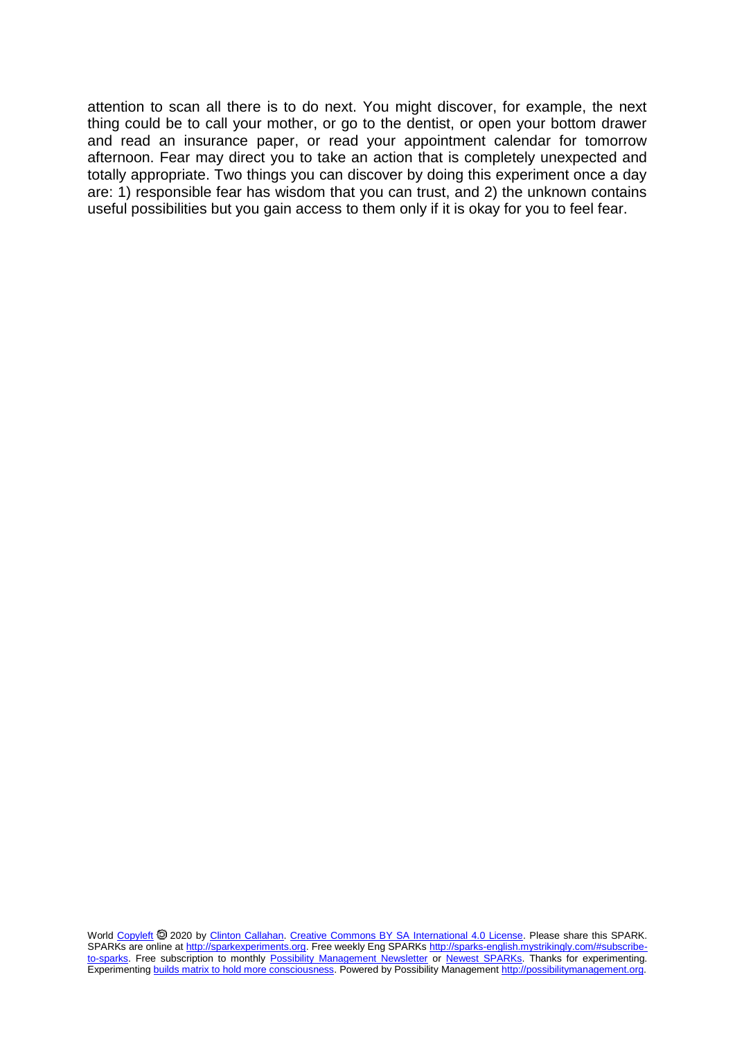attention to scan all there is to do next. You might discover, for example, the next thing could be to call your mother, or go to the dentist, or open your bottom drawer and read an insurance paper, or read your appointment calendar for tomorrow afternoon. Fear may direct you to take an action that is completely unexpected and totally appropriate. Two things you can discover by doing this experiment once a day are: 1) responsible fear has wisdom that you can trust, and 2) the unknown contains useful possibilities but you gain access to them only if it is okay for you to feel fear.